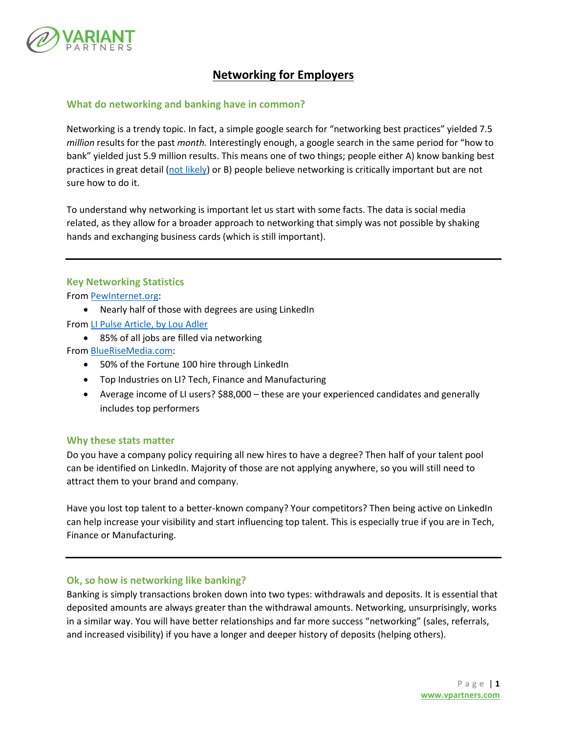# Networking for Employers

## What do networking and banking have in common?

Networking is a trendy topic. In fact, a simple google search for "networking best practices" yielded 7.5 *million* results for the past *month.* Interestingly enough, a google search in the same period for "how to bank" yielded just 5.9 million results. This means one of two things; people either A) know banking best practices in great detail (not likely) or B) people believe networking is critically important but are not sure how to do it.

To understand why networking is important let us start with some facts. The data is social media related, as they allow for a broader approach to networking that simply was not possible by shaking hands and exchanging business cards (which is still important).

---

## Key Networking Statistics

From PewInternet.org:

- Nearly half of those with degrees are using LinkedIn

From LI Pulse Article, by Lou Adler

- 85% of all jobs are filled via networking

From BlueRiseMedia.com:

- 50% of the Fortune 100 hire through LinkedIn
- Top Industries on LI? Tech, Finance and Manufacturing
- Average income of LI users? $88,000 – these are your experienced candidates and generally includes top performers

## Why these stats matter

Do you have a company policy requiring all new hires to have a degree? Then half of your talent pool can be identified on LinkedIn. Majority of those are not applying anywhere, so you will still need to attract them to your brand and company.

Have you lost top talent to a better-known company? Your competitors? Then being active on LinkedIn can help increase your visibility and start influencing top talent. This is especially true if you are in Tech, Finance or Manufacturing.

---

## Ok, so how is networking like banking?

Banking is simply transactions broken down into two types: withdrawals and deposits. It is essential that deposited amounts are always greater than the withdrawal amounts. Networking, unsurprisingly, works in a similar way. You will have better relationships and far more success "networking" (sales, referrals, and increased visibility) if you have a longer and deeper history of deposits (helping others).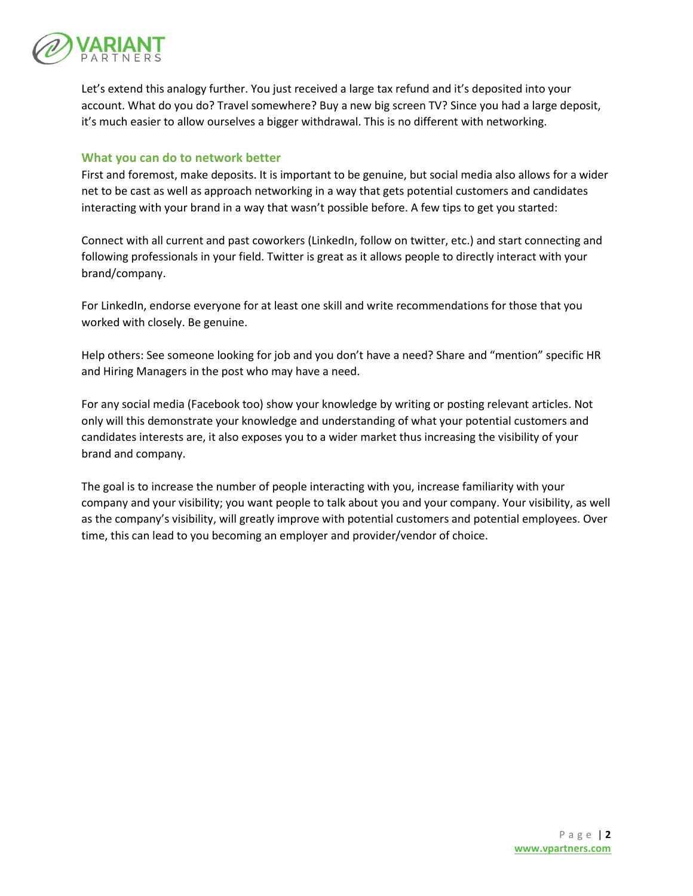Let's extend this analogy further. You just received a large tax refund and it's deposited into your account. What do you do? Travel somewhere? Buy a new big screen TV? Since you had a large deposit, it's much easier to allow ourselves a bigger withdrawal. This is no different with networking.

### What you can do to network better

First and foremost, make deposits. It is important to be genuine, but social media also allows for a wider net to be cast as well as approach networking in a way that gets potential customers and candidates interacting with your brand in a way that wasn't possible before. A few tips to get you started:

Connect with all current and past coworkers (LinkedIn, follow on twitter, etc.) and start connecting and following professionals in your field. Twitter is great as it allows people to directly interact with your brand/company.

For LinkedIn, endorse everyone for at least one skill and write recommendations for those that you worked with closely. Be genuine.

Help others: See someone looking for job and you don't have a need? Share and "mention" specific HR and Hiring Managers in the post who may have a need.

For any social media (Facebook too) show your knowledge by writing or posting relevant articles. Not only will this demonstrate your knowledge and understanding of what your potential customers and candidates interests are, it also exposes you to a wider market thus increasing the visibility of your brand and company.

The goal is to increase the number of people interacting with you, increase familiarity with your company and your visibility; you want people to talk about you and your company. Your visibility, as well as the company's visibility, will greatly improve with potential customers and potential employees. Over time, this can lead to you becoming an employer and provider/vendor of choice.